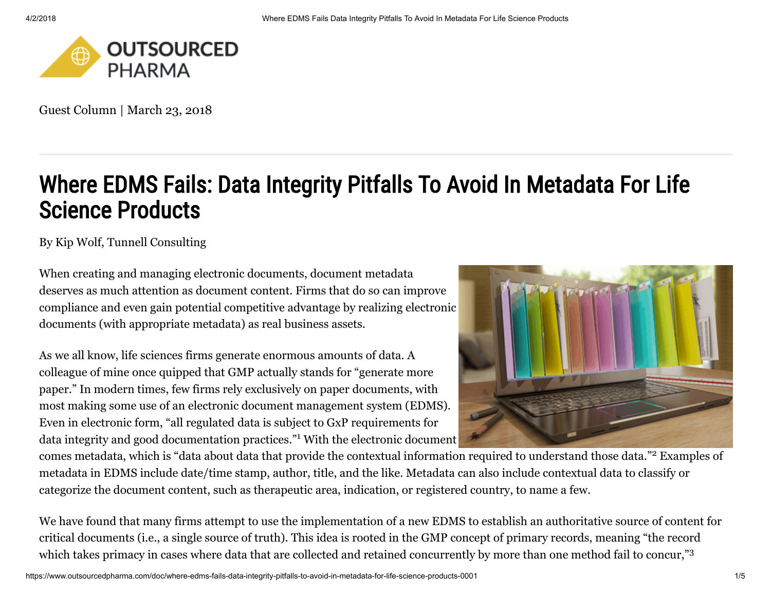Guest Column | March 23, 2018

# Where EDMS Fails: Data Integrity Pitfalls To Avoid In Metadata For Life Science Products

By Kip Wolf, Tunnell Consulting

When creating and managing electronic documents, document metadata deserves as much attention as document content. Firms that do so can improve compliance and even gain potential competitive advantage by realizing electronic documents (with appropriate metadata) as real business assets.

As we all know, life sciences firms generate enormous amounts of data. A colleague of mine once quipped that GMP actually stands for "generate more paper." In modern times, few firms rely exclusively on paper documents, with most making some use of an electronic document management system (EDMS). Even in electronic form, "all regulated data is subject to GxP requirements for data integrity and good documentation practices."[1] With the electronic document comes metadata, which is "data about data that provide the contextual information required to understand those data."[2] Examples of metadata in EDMS include date/time stamp, author, title, and the like. Metadata can also include contextual data to classify or categorize the document content, such as therapeutic area, indication, or registered country, to name a few.

We have found that many firms attempt to use the implementation of a new EDMS to establish an authoritative source of content for critical documents (i.e., a single source of truth). This idea is rooted in the GMP concept of primary records, meaning "the record which takes primacy in cases where data that are collected and retained concurrently by more than one method fail to concur,"[3]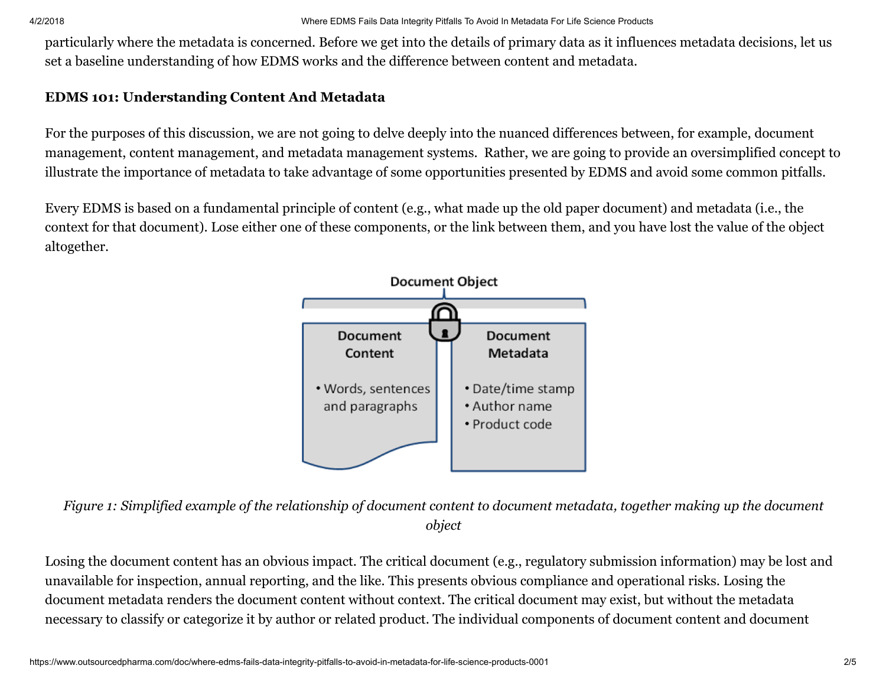particularly where the metadata is concerned. Before we get into the details of primary data as it influences metadata decisions, let us set a baseline understanding of how EDMS works and the difference between content and metadata.

**EDMS 101: Understanding Content And Metadata**

For the purposes of this discussion, we are not going to delve deeply into the nuanced differences between, for example, document management, content management, and metadata management systems. Rather, we are going to provide an oversimplified concept to illustrate the importance of metadata to take advantage of some opportunities presented by EDMS and avoid some common pitfalls.

Every EDMS is based on a fundamental principle of content (e.g., what made up the old paper document) and metadata (i.e., the context for that document). Lose either one of these components, or the link between them, and you have lost the value of the object altogether.

Document Object

Document Content
- Words, sentences and paragraphs

Document Metadata
- Date/time stamp
- Author name
- Product code

*Figure 1: Simplified example of the relationship of document content to document metadata, together making up the document object*

Losing the document content has an obvious impact. The critical document (e.g., regulatory submission information) may be lost and unavailable for inspection, annual reporting, and the like. This presents obvious compliance and operational risks. Losing the document metadata renders the document content without context. The critical document may exist, but without the metadata necessary to classify or categorize it by author or related product. The individual components of document content and document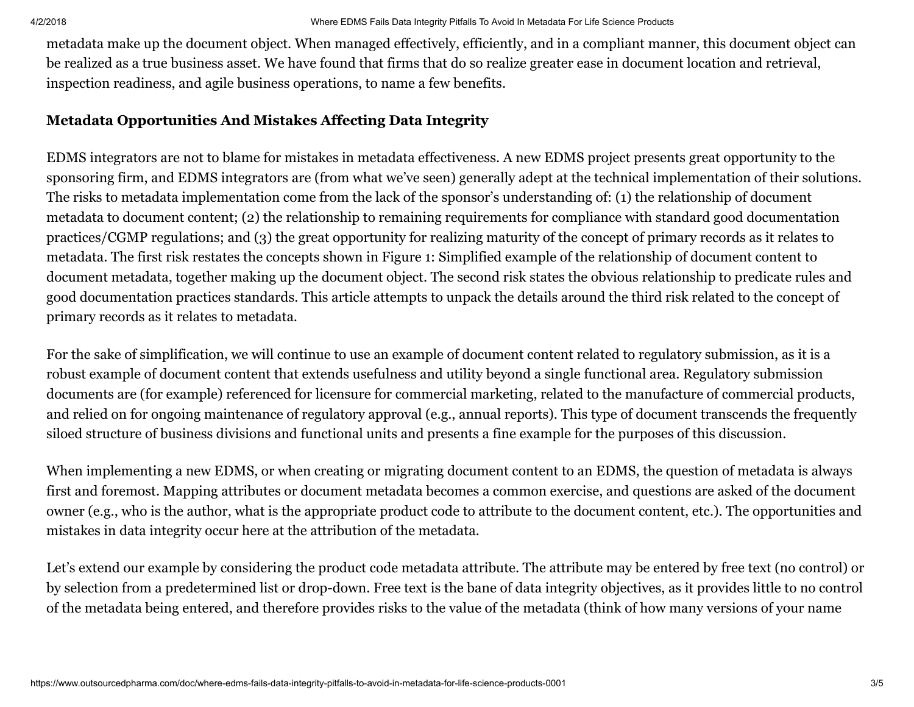metadata make up the document object. When managed effectively, efficiently, and in a compliant manner, this document object can be realized as a true business asset. We have found that firms that do so realize greater ease in document location and retrieval, inspection readiness, and agile business operations, to name a few benefits.

**Metadata Opportunities And Mistakes Affecting Data Integrity**

EDMS integrators are not to blame for mistakes in metadata effectiveness. A new EDMS project presents great opportunity to the sponsoring firm, and EDMS integrators are (from what we've seen) generally adept at the technical implementation of their solutions. The risks to metadata implementation come from the lack of the sponsor's understanding of: (1) the relationship of document metadata to document content; (2) the relationship to remaining requirements for compliance with standard good documentation practices/CGMP regulations; and (3) the great opportunity for realizing maturity of the concept of primary records as it relates to metadata. The first risk restates the concepts shown in Figure 1: Simplified example of the relationship of document content to document metadata, together making up the document object. The second risk states the obvious relationship to predicate rules and good documentation practices standards. This article attempts to unpack the details around the third risk related to the concept of primary records as it relates to metadata.

For the sake of simplification, we will continue to use an example of document content related to regulatory submission, as it is a robust example of document content that extends usefulness and utility beyond a single functional area. Regulatory submission documents are (for example) referenced for licensure for commercial marketing, related to the manufacture of commercial products, and relied on for ongoing maintenance of regulatory approval (e.g., annual reports). This type of document transcends the frequently siloed structure of business divisions and functional units and presents a fine example for the purposes of this discussion.

When implementing a new EDMS, or when creating or migrating document content to an EDMS, the question of metadata is always first and foremost. Mapping attributes or document metadata becomes a common exercise, and questions are asked of the document owner (e.g., who is the author, what is the appropriate product code to attribute to the document content, etc.). The opportunities and mistakes in data integrity occur here at the attribution of the metadata.

Let's extend our example by considering the product code metadata attribute. The attribute may be entered by free text (no control) or by selection from a predetermined list or drop-down. Free text is the bane of data integrity objectives, as it provides little to no control of the metadata being entered, and therefore provides risks to the value of the metadata (think of how many versions of your name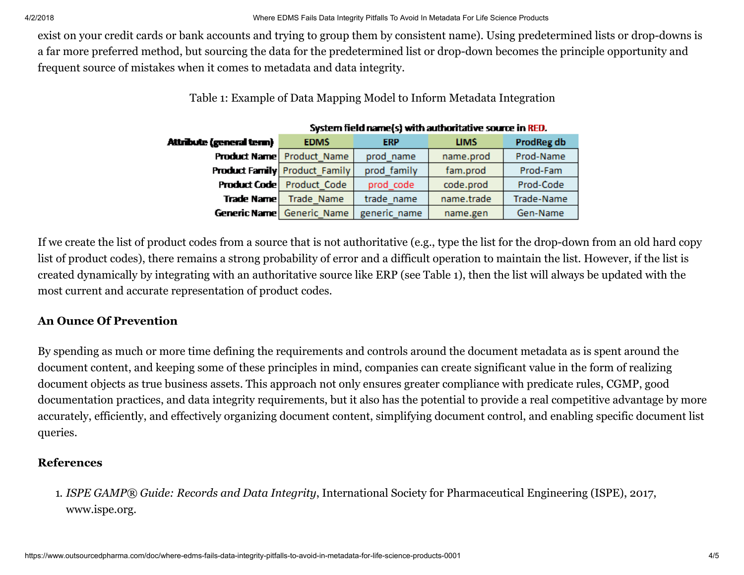exist on your credit cards or bank accounts and trying to group them by consistent name). Using predetermined lists or drop-downs is a far more preferred method, but sourcing the data for the predetermined list or drop-down becomes the principle opportunity and frequent source of mistakes when it comes to metadata and data integrity.

Table 1: Example of Data Mapping Model to Inform Metadata Integration

| | System field name(s) with authoritative source in RED. | | | |
|---|---|---|---|---|
| **Attribute (general term)** | **EDMS** | **ERP** | **LIMS** | **ProdReg db** |
| **Product Name** | Product_Name | prod_name | name.prod | Prod-Name |
| **Product Family** | Product_Family | prod_family | fam.prod | Prod-Fam |
| **Product Code** | Product_Code | prod_code | code.prod | Prod-Code |
| **Trade Name** | Trade_Name | trade_name | name.trade | Trade-Name |
| **Generic Name** | Generic_Name | generic_name | name.gen | Gen-Name |

If we create the list of product codes from a source that is not authoritative (e.g., type the list for the drop-down from an old hard copy list of product codes), there remains a strong probability of error and a difficult operation to maintain the list. However, if the list is created dynamically by integrating with an authoritative source like ERP (see Table 1), then the list will always be updated with the most current and accurate representation of product codes.

## An Ounce Of Prevention

By spending as much or more time defining the requirements and controls around the document metadata as is spent around the document content, and keeping some of these principles in mind, companies can create significant value in the form of realizing document objects as true business assets. This approach not only ensures greater compliance with predicate rules, CGMP, good documentation practices, and data integrity requirements, but it also has the potential to provide a real competitive advantage by more accurately, efficiently, and effectively organizing document content, simplifying document control, and enabling specific document list queries.

## References

1. *ISPE GAMP® Guide: Records and Data Integrity*, International Society for Pharmaceutical Engineering (ISPE), 2017, www.ispe.org.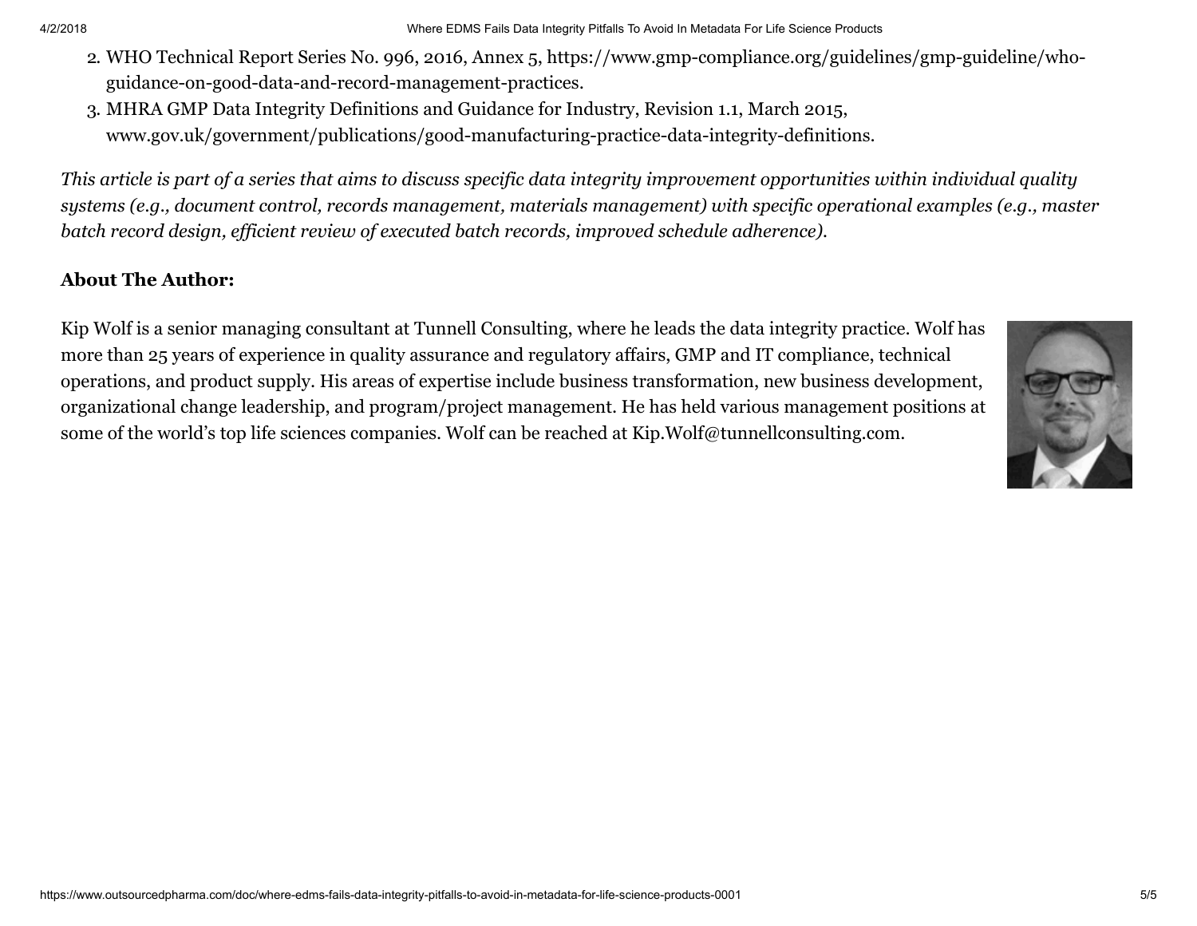2. WHO Technical Report Series No. 996, 2016, Annex 5, https://www.gmp-compliance.org/guidelines/gmp-guideline/who-guidance-on-good-data-and-record-management-practices.
3. MHRA GMP Data Integrity Definitions and Guidance for Industry, Revision 1.1, March 2015, www.gov.uk/government/publications/good-manufacturing-practice-data-integrity-definitions.

*This article is part of a series that aims to discuss specific data integrity improvement opportunities within individual quality systems (e.g., document control, records management, materials management) with specific operational examples (e.g., master batch record design, efficient review of executed batch records, improved schedule adherence).*

**About The Author:**

Kip Wolf is a senior managing consultant at Tunnell Consulting, where he leads the data integrity practice. Wolf has more than 25 years of experience in quality assurance and regulatory affairs, GMP and IT compliance, technical operations, and product supply. His areas of expertise include business transformation, new business development, organizational change leadership, and program/project management. He has held various management positions at some of the world's top life sciences companies. Wolf can be reached at Kip.Wolf@tunnellconsulting.com.